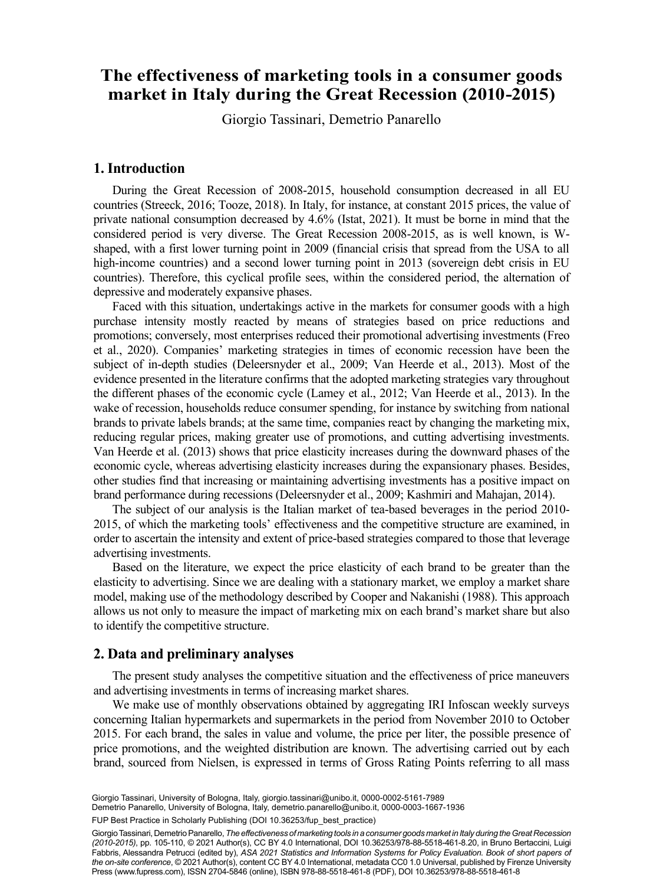# The effectiveness of marketing tools in a consumer goods market in Italy during the Great Recession (2010-2015)

Giorgio Tassinari, Demetrio Panarello

## 1. Introduction

During the Great Recession of 2008-2015, household consumption decreased in all EU countries (Streeck, 2016; Tooze, 2018). In Italy, for instance, at constant 2015 prices, the value of private national consumption decreased by 4.6% (Istat, 2021). It must be borne in mind that the considered period is very diverse. The Great Recession 2008-2015, as is well known, is W-shaped, with a first lower turning point in 2009 (financial crisis that spread from the USA to all high-income countries) and a second lower turning point in 2013 (sovereign debt crisis in EU countries). Therefore, this cyclical profile sees, within the considered period, the alternation of depressive and moderately expansive phases.

Faced with this situation, undertakings active in the markets for consumer goods with a high purchase intensity mostly reacted by means of strategies based on price reductions and promotions; conversely, most enterprises reduced their promotional advertising investments (Freo et al., 2020). Companies' marketing strategies in times of economic recession have been the subject of in-depth studies (Deleersnyder et al., 2009; Van Heerde et al., 2013). Most of the evidence presented in the literature confirms that the adopted marketing strategies vary throughout the different phases of the economic cycle (Lamey et al., 2012; Van Heerde et al., 2013). In the wake of recession, households reduce consumer spending, for instance by switching from national brands to private labels brands; at the same time, companies react by changing the marketing mix, reducing regular prices, making greater use of promotions, and cutting advertising investments. Van Heerde et al. (2013) shows that price elasticity increases during the downward phases of the economic cycle, whereas advertising elasticity increases during the expansionary phases. Besides, other studies find that increasing or maintaining advertising investments has a positive impact on brand performance during recessions (Deleersnyder et al., 2009; Kashmiri and Mahajan, 2014).

The subject of our analysis is the Italian market of tea-based beverages in the period 2010-2015, of which the marketing tools' effectiveness and the competitive structure are examined, in order to ascertain the intensity and extent of price-based strategies compared to those that leverage advertising investments.

Based on the literature, we expect the price elasticity of each brand to be greater than the elasticity to advertising. Since we are dealing with a stationary market, we employ a market share model, making use of the methodology described by Cooper and Nakanishi (1988). This approach allows us not only to measure the impact of marketing mix on each brand's market share but also to identify the competitive structure.

## 2. Data and preliminary analyses

The present study analyses the competitive situation and the effectiveness of price maneuvers and advertising investments in terms of increasing market shares.

We make use of monthly observations obtained by aggregating IRI Infoscan weekly surveys concerning Italian hypermarkets and supermarkets in the period from November 2010 to October 2015. For each brand, the sales in value and volume, the price per liter, the possible presence of price promotions, and the weighted distribution are known. The advertising carried out by each brand, sourced from Nielsen, is expressed in terms of Gross Rating Points referring to all mass

Giorgio Tassinari, University of Bologna, Italy, giorgio.tassinari@unibo.it, 0000-0002-5161-7989
Demetrio Panarello, University of Bologna, Italy, demetrio.panarello@unibo.it, 0000-0003-1667-1936

FUP Best Practice in Scholarly Publishing (DOI 10.36253/fup_best_practice)

Giorgio Tassinari, Demetrio Panarello, *The effectiveness of marketing tools in a consumer goods market in Italy during the Great Recession (2010-2015)*, pp. 105-110, © 2021 Author(s), CC BY 4.0 International, DOI 10.36253/978-88-5518-461-8.20, in Bruno Bertaccini, Luigi Fabbris, Alessandra Petrucci (edited by), *ASA 2021 Statistics and Information Systems for Policy Evaluation. Book of short papers of the on-site conference*, © 2021 Author(s), content CC BY 4.0 International, metadata CC0 1.0 Universal, published by Firenze University Press (www.fupress.com), ISSN 2704-5846 (online), ISBN 978-88-5518-461-8 (PDF), DOI 10.36253/978-88-5518-461-8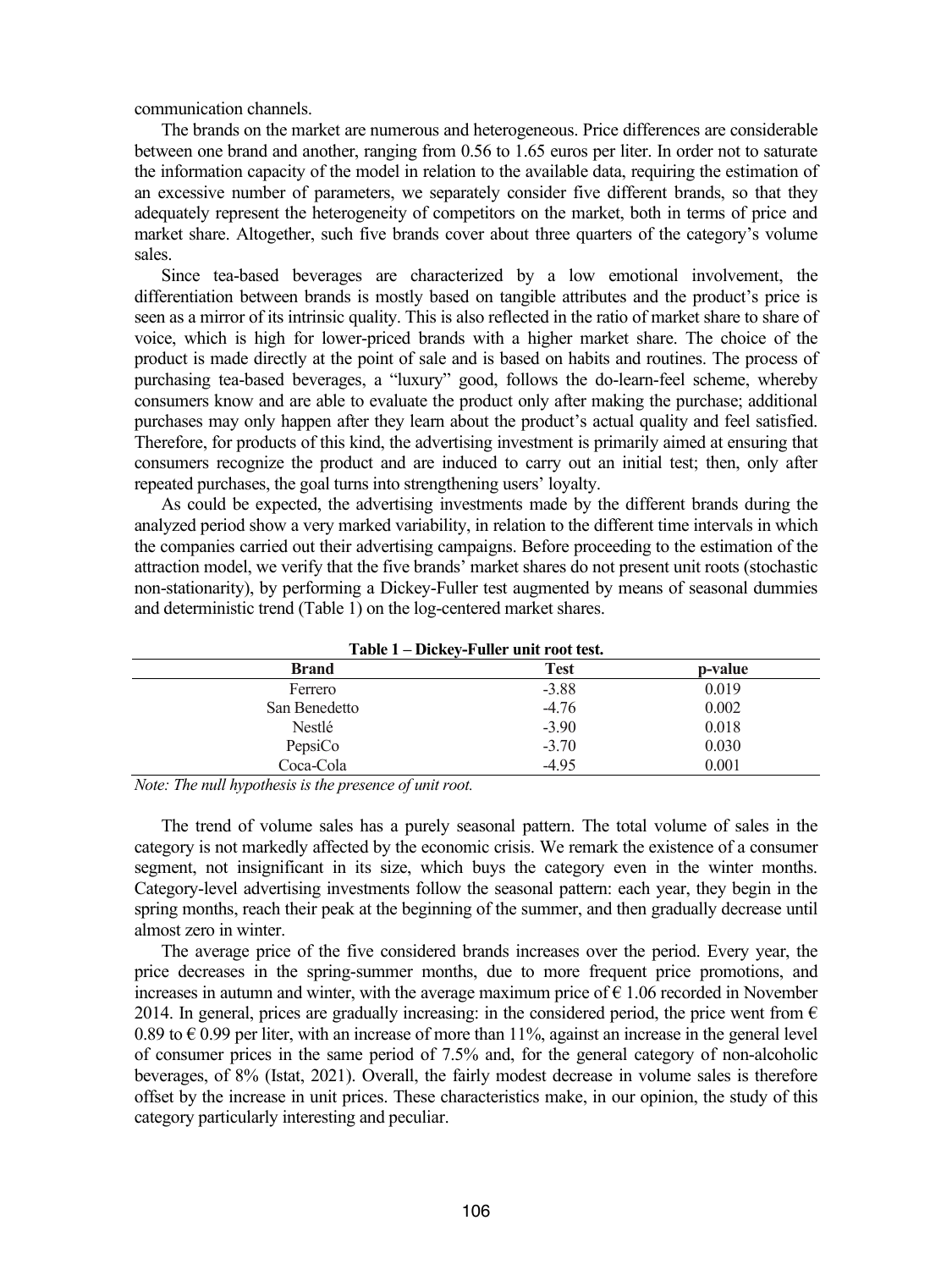communication channels.

The brands on the market are numerous and heterogeneous. Price differences are considerable between one brand and another, ranging from 0.56 to 1.65 euros per liter. In order not to saturate the information capacity of the model in relation to the available data, requiring the estimation of an excessive number of parameters, we separately consider five different brands, so that they adequately represent the heterogeneity of competitors on the market, both in terms of price and market share. Altogether, such five brands cover about three quarters of the category's volume sales.

Since tea-based beverages are characterized by a low emotional involvement, the differentiation between brands is mostly based on tangible attributes and the product's price is seen as a mirror of its intrinsic quality. This is also reflected in the ratio of market share to share of voice, which is high for lower-priced brands with a higher market share. The choice of the product is made directly at the point of sale and is based on habits and routines. The process of purchasing tea-based beverages, a "luxury" good, follows the do-learn-feel scheme, whereby consumers know and are able to evaluate the product only after making the purchase; additional purchases may only happen after they learn about the product's actual quality and feel satisfied. Therefore, for products of this kind, the advertising investment is primarily aimed at ensuring that consumers recognize the product and are induced to carry out an initial test; then, only after repeated purchases, the goal turns into strengthening users' loyalty.

As could be expected, the advertising investments made by the different brands during the analyzed period show a very marked variability, in relation to the different time intervals in which the companies carried out their advertising campaigns. Before proceeding to the estimation of the attraction model, we verify that the five brands' market shares do not present unit roots (stochastic non-stationarity), by performing a Dickey-Fuller test augmented by means of seasonal dummies and deterministic trend (Table 1) on the log-centered market shares.

**Table 1 – Dickey-Fuller unit root test.**

| Brand | Test | p-value |
|---|---|---|
| Ferrero | -3.88 | 0.019 |
| San Benedetto | -4.76 | 0.002 |
| Nestlé | -3.90 | 0.018 |
| PepsiCo | -3.70 | 0.030 |
| Coca-Cola | -4.95 | 0.001 |

*Note: The null hypothesis is the presence of unit root.*

The trend of volume sales has a purely seasonal pattern. The total volume of sales in the category is not markedly affected by the economic crisis. We remark the existence of a consumer segment, not insignificant in its size, which buys the category even in the winter months. Category-level advertising investments follow the seasonal pattern: each year, they begin in the spring months, reach their peak at the beginning of the summer, and then gradually decrease until almost zero in winter.

The average price of the five considered brands increases over the period. Every year, the price decreases in the spring-summer months, due to more frequent price promotions, and increases in autumn and winter, with the average maximum price of € 1.06 recorded in November 2014. In general, prices are gradually increasing: in the considered period, the price went from € 0.89 to € 0.99 per liter, with an increase of more than 11%, against an increase in the general level of consumer prices in the same period of 7.5% and, for the general category of non-alcoholic beverages, of 8% (Istat, 2021). Overall, the fairly modest decrease in volume sales is therefore offset by the increase in unit prices. These characteristics make, in our opinion, the study of this category particularly interesting and peculiar.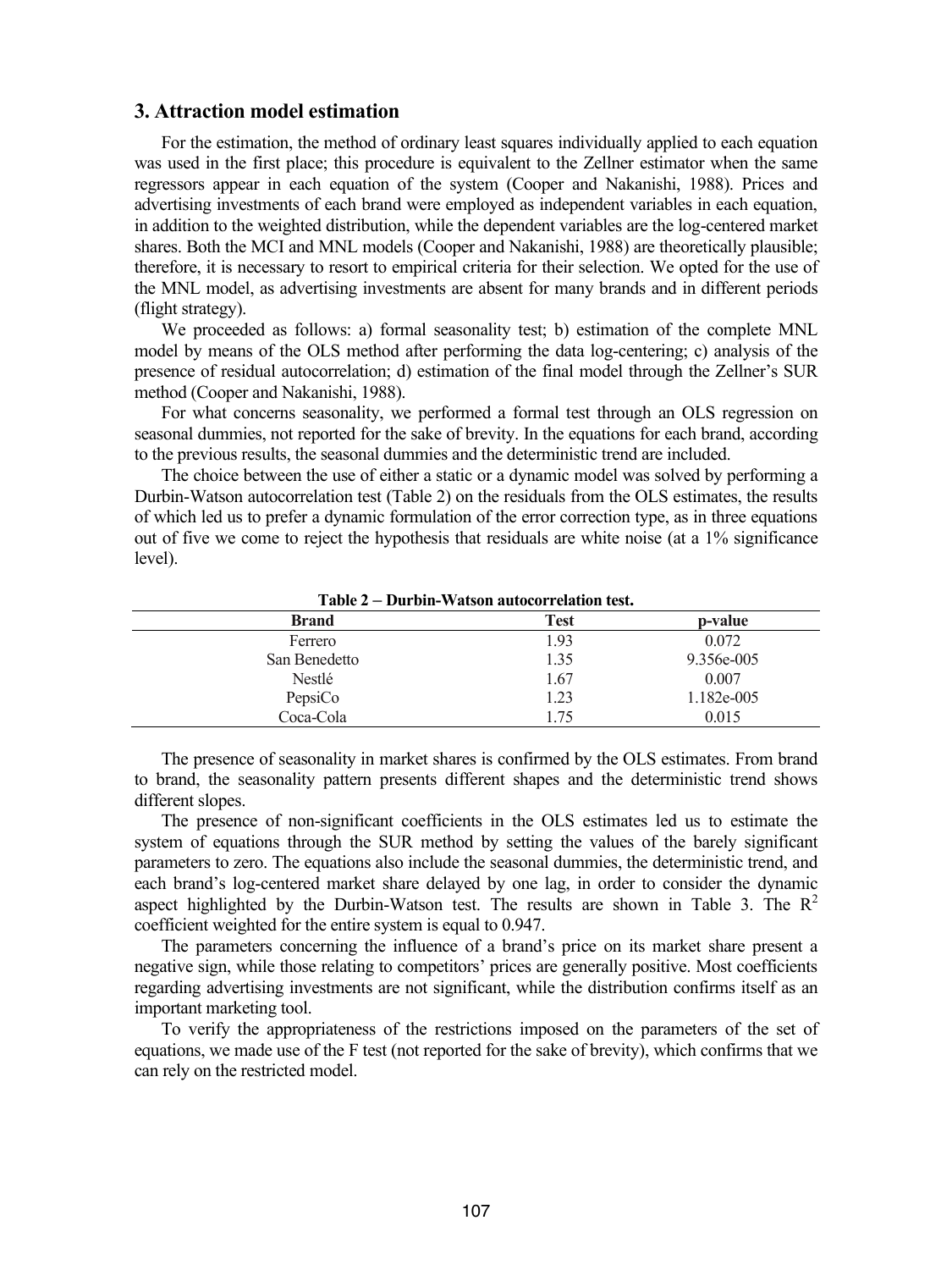## 3. Attraction model estimation

For the estimation, the method of ordinary least squares individually applied to each equation was used in the first place; this procedure is equivalent to the Zellner estimator when the same regressors appear in each equation of the system (Cooper and Nakanishi, 1988). Prices and advertising investments of each brand were employed as independent variables in each equation, in addition to the weighted distribution, while the dependent variables are the log-centered market shares. Both the MCI and MNL models (Cooper and Nakanishi, 1988) are theoretically plausible; therefore, it is necessary to resort to empirical criteria for their selection. We opted for the use of the MNL model, as advertising investments are absent for many brands and in different periods (flight strategy).

We proceeded as follows: a) formal seasonality test; b) estimation of the complete MNL model by means of the OLS method after performing the data log-centering; c) analysis of the presence of residual autocorrelation; d) estimation of the final model through the Zellner's SUR method (Cooper and Nakanishi, 1988).

For what concerns seasonality, we performed a formal test through an OLS regression on seasonal dummies, not reported for the sake of brevity. In the equations for each brand, according to the previous results, the seasonal dummies and the deterministic trend are included.

The choice between the use of either a static or a dynamic model was solved by performing a Durbin-Watson autocorrelation test (Table 2) on the residuals from the OLS estimates, the results of which led us to prefer a dynamic formulation of the error correction type, as in three equations out of five we come to reject the hypothesis that residuals are white noise (at a 1% significance level).

**Table 2 – Durbin-Watson autocorrelation test.**

| Brand | Test | p-value |
|---|---|---|
| Ferrero | 1.93 | 0.072 |
| San Benedetto | 1.35 | 9.356e-005 |
| Nestlé | 1.67 | 0.007 |
| PepsiCo | 1.23 | 1.182e-005 |
| Coca-Cola | 1.75 | 0.015 |

The presence of seasonality in market shares is confirmed by the OLS estimates. From brand to brand, the seasonality pattern presents different shapes and the deterministic trend shows different slopes.

The presence of non-significant coefficients in the OLS estimates led us to estimate the system of equations through the SUR method by setting the values of the barely significant parameters to zero. The equations also include the seasonal dummies, the deterministic trend, and each brand's log-centered market share delayed by one lag, in order to consider the dynamic aspect highlighted by the Durbin-Watson test. The results are shown in Table 3. The $R^2$ coefficient weighted for the entire system is equal to 0.947.

The parameters concerning the influence of a brand's price on its market share present a negative sign, while those relating to competitors' prices are generally positive. Most coefficients regarding advertising investments are not significant, while the distribution confirms itself as an important marketing tool.

To verify the appropriateness of the restrictions imposed on the parameters of the set of equations, we made use of the F test (not reported for the sake of brevity), which confirms that we can rely on the restricted model.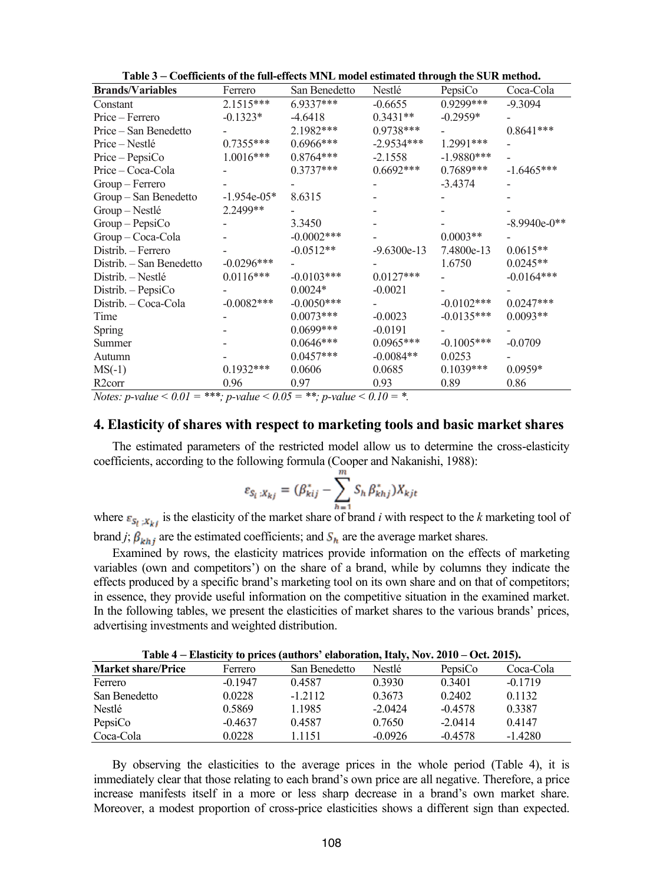**Table 3 – Coefficients of the full-effects MNL model estimated through the SUR method.**

| Brands/Variables | Ferrero | San Benedetto | Nestlé | PepsiCo | Coca-Cola |
|---|---|---|---|---|---|
| Constant | 2.1515*** | 6.9337*** | -0.6655 | 0.9299*** | -9.3094 |
| Price – Ferrero | -0.1323* | -4.6418 | 0.3431** | -0.2959* | - |
| Price – San Benedetto | - | 2.1982*** | 0.9738*** | - | 0.8641*** |
| Price – Nestlé | 0.7355*** | 0.6966*** | -2.9534*** | 1.2991*** | - |
| Price – PepsiCo | 1.0016*** | 0.8764*** | -2.1558 | -1.9880*** | - |
| Price – Coca-Cola | - | 0.3737*** | 0.6692*** | 0.7689*** | -1.6465*** |
| Group – Ferrero | - | - | - | -3.4374 | - |
| Group – San Benedetto | -1.954e-05* | 8.6315 | - | - | - |
| Group – Nestlé | 2.2499** | - | - | - | - |
| Group – PepsiCo | - | 3.3450 | - | - | -8.9940e-0** |
| Group – Coca-Cola | - | -0.0002*** | - | 0.0003** | - |
| Distrib. – Ferrero | - | -0.0512** | -9.6300e-13 | 7.4800e-13 | 0.0615** |
| Distrib. – San Benedetto | -0.0296*** | - | - | 1.6750 | 0.0245** |
| Distrib. – Nestlé | 0.0116*** | -0.0103*** | 0.0127*** | - | -0.0164*** |
| Distrib. – PepsiCo | - | 0.0024* | -0.0021 | - | - |
| Distrib. – Coca-Cola | -0.0082*** | -0.0050*** | - | -0.0102*** | 0.0247*** |
| Time | - | 0.0073*** | -0.0023 | -0.0135*** | 0.0093** |
| Spring | - | 0.0699*** | -0.0191 | - | - |
| Summer | - | 0.0646*** | 0.0965*** | -0.1005*** | -0.0709 |
| Autumn | - | 0.0457*** | -0.0084** | 0.0253 | - |
| MS(-1) | 0.1932*** | 0.0606 | 0.0685 | 0.1039*** | 0.0959* |
| R2corr | 0.96 | 0.97 | 0.93 | 0.89 | 0.86 |

*Notes: p-value < 0.01 = ***; p-value < 0.05 = **; p-value < 0.10 = *.*

## 4. Elasticity of shares with respect to marketing tools and basic market shares

The estimated parameters of the restricted model allow us to determine the cross-elasticity coefficients, according to the following formula (Cooper and Nakanishi, 1988):

$$\varepsilon_{S_i ; X_{kj}} = \left(\beta^*_{kij} - \sum_{h=1}^{m} S_h \beta^*_{khj}\right) X_{kjt}$$

where $\varepsilon_{S_i ; X_{kj}}$ is the elasticity of the market share of brand *i* with respect to the *k* marketing tool of brand *j*; $\beta_{khj}$ are the estimated coefficients; and $S_h$ are the average market shares.

Examined by rows, the elasticity matrices provide information on the effects of marketing variables (own and competitors') on the share of a brand, while by columns they indicate the effects produced by a specific brand's marketing tool on its own share and on that of competitors; in essence, they provide useful information on the competitive situation in the examined market. In the following tables, we present the elasticities of market shares to the various brands' prices, advertising investments and weighted distribution.

**Table 4 – Elasticity to prices (authors' elaboration, Italy, Nov. 2010 – Oct. 2015).**

| Market share/Price | Ferrero | San Benedetto | Nestlé | PepsiCo | Coca-Cola |
|---|---|---|---|---|---|
| Ferrero | -0.1947 | 0.4587 | 0.3930 | 0.3401 | -0.1719 |
| San Benedetto | 0.0228 | -1.2112 | 0.3673 | 0.2402 | 0.1132 |
| Nestlé | 0.5869 | 1.1985 | -2.0424 | -0.4578 | 0.3387 |
| PepsiCo | -0.4637 | 0.4587 | 0.7650 | -2.0414 | 0.4147 |
| Coca-Cola | 0.0228 | 1.1151 | -0.0926 | -0.4578 | -1.4280 |

By observing the elasticities to the average prices in the whole period (Table 4), it is immediately clear that those relating to each brand's own price are all negative. Therefore, a price increase manifests itself in a more or less sharp decrease in a brand's own market share. Moreover, a modest proportion of cross-price elasticities shows a different sign than expected.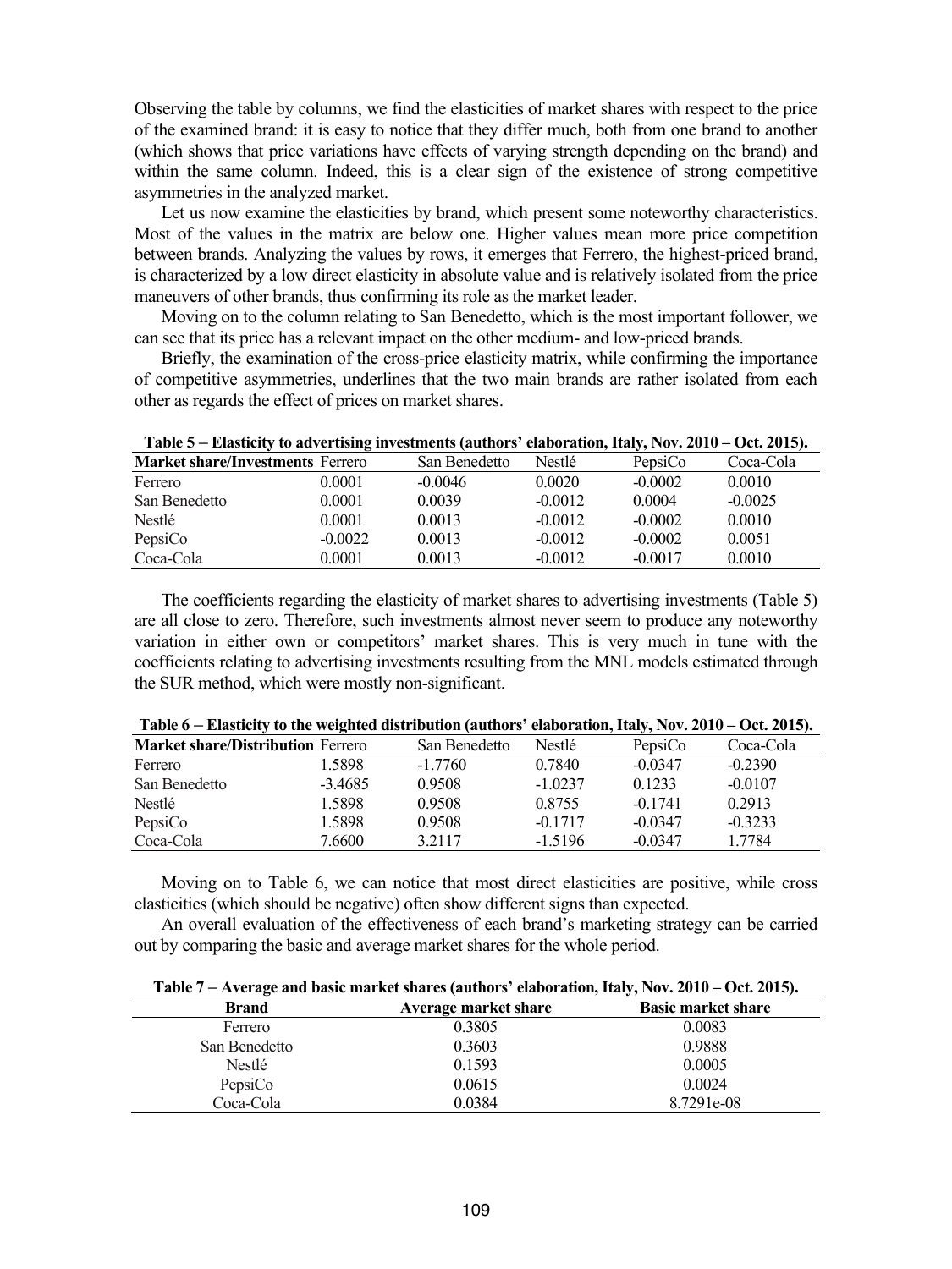Observing the table by columns, we find the elasticities of market shares with respect to the price of the examined brand: it is easy to notice that they differ much, both from one brand to another (which shows that price variations have effects of varying strength depending on the brand) and within the same column. Indeed, this is a clear sign of the existence of strong competitive asymmetries in the analyzed market.

Let us now examine the elasticities by brand, which present some noteworthy characteristics. Most of the values in the matrix are below one. Higher values mean more price competition between brands. Analyzing the values by rows, it emerges that Ferrero, the highest-priced brand, is characterized by a low direct elasticity in absolute value and is relatively isolated from the price maneuvers of other brands, thus confirming its role as the market leader.

Moving on to the column relating to San Benedetto, which is the most important follower, we can see that its price has a relevant impact on the other medium- and low-priced brands.

Briefly, the examination of the cross-price elasticity matrix, while confirming the importance of competitive asymmetries, underlines that the two main brands are rather isolated from each other as regards the effect of prices on market shares.

**Table 5 – Elasticity to advertising investments (authors' elaboration, Italy, Nov. 2010 – Oct. 2015).**

| Market share/Investments | Ferrero | San Benedetto | Nestlé | PepsiCo | Coca-Cola |
|---|---|---|---|---|---|
| Ferrero | 0.0001 | -0.0046 | 0.0020 | -0.0002 | 0.0010 |
| San Benedetto | 0.0001 | 0.0039 | -0.0012 | 0.0004 | -0.0025 |
| Nestlé | 0.0001 | 0.0013 | -0.0012 | -0.0002 | 0.0010 |
| PepsiCo | -0.0022 | 0.0013 | -0.0012 | -0.0002 | 0.0051 |
| Coca-Cola | 0.0001 | 0.0013 | -0.0012 | -0.0017 | 0.0010 |

The coefficients regarding the elasticity of market shares to advertising investments (Table 5) are all close to zero. Therefore, such investments almost never seem to produce any noteworthy variation in either own or competitors' market shares. This is very much in tune with the coefficients relating to advertising investments resulting from the MNL models estimated through the SUR method, which were mostly non-significant.

**Table 6 – Elasticity to the weighted distribution (authors' elaboration, Italy, Nov. 2010 – Oct. 2015).**

| Market share/Distribution | Ferrero | San Benedetto | Nestlé | PepsiCo | Coca-Cola |
|---|---|---|---|---|---|
| Ferrero | 1.5898 | -1.7760 | 0.7840 | -0.0347 | -0.2390 |
| San Benedetto | -3.4685 | 0.9508 | -1.0237 | 0.1233 | -0.0107 |
| Nestlé | 1.5898 | 0.9508 | 0.8755 | -0.1741 | 0.2913 |
| PepsiCo | 1.5898 | 0.9508 | -0.1717 | -0.0347 | -0.3233 |
| Coca-Cola | 7.6600 | 3.2117 | -1.5196 | -0.0347 | 1.7784 |

Moving on to Table 6, we can notice that most direct elasticities are positive, while cross elasticities (which should be negative) often show different signs than expected.

An overall evaluation of the effectiveness of each brand's marketing strategy can be carried out by comparing the basic and average market shares for the whole period.

**Table 7 – Average and basic market shares (authors' elaboration, Italy, Nov. 2010 – Oct. 2015).**

| Brand | Average market share | Basic market share |
|---|---|---|
| Ferrero | 0.3805 | 0.0083 |
| San Benedetto | 0.3603 | 0.9888 |
| Nestlé | 0.1593 | 0.0005 |
| PepsiCo | 0.0615 | 0.0024 |
| Coca-Cola | 0.0384 | 8.7291e-08 |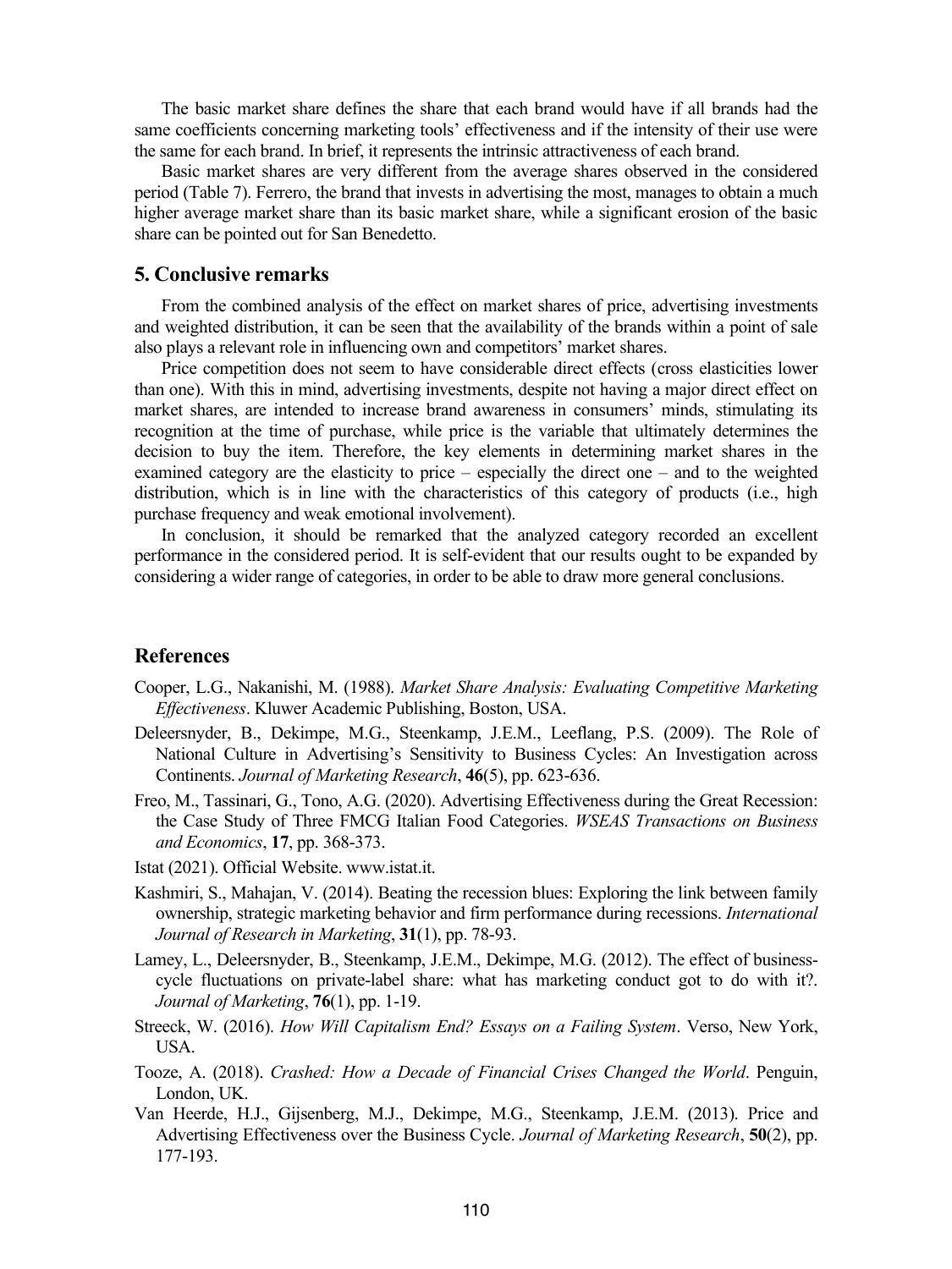The basic market share defines the share that each brand would have if all brands had the same coefficients concerning marketing tools' effectiveness and if the intensity of their use were the same for each brand. In brief, it represents the intrinsic attractiveness of each brand.

Basic market shares are very different from the average shares observed in the considered period (Table 7). Ferrero, the brand that invests in advertising the most, manages to obtain a much higher average market share than its basic market share, while a significant erosion of the basic share can be pointed out for San Benedetto.

## 5. Conclusive remarks

From the combined analysis of the effect on market shares of price, advertising investments and weighted distribution, it can be seen that the availability of the brands within a point of sale also plays a relevant role in influencing own and competitors' market shares.

Price competition does not seem to have considerable direct effects (cross elasticities lower than one). With this in mind, advertising investments, despite not having a major direct effect on market shares, are intended to increase brand awareness in consumers' minds, stimulating its recognition at the time of purchase, while price is the variable that ultimately determines the decision to buy the item. Therefore, the key elements in determining market shares in the examined category are the elasticity to price – especially the direct one – and to the weighted distribution, which is in line with the characteristics of this category of products (i.e., high purchase frequency and weak emotional involvement).

In conclusion, it should be remarked that the analyzed category recorded an excellent performance in the considered period. It is self-evident that our results ought to be expanded by considering a wider range of categories, in order to be able to draw more general conclusions.

## References

Cooper, L.G., Nakanishi, M. (1988). *Market Share Analysis: Evaluating Competitive Marketing Effectiveness*. Kluwer Academic Publishing, Boston, USA.

Deleersnyder, B., Dekimpe, M.G., Steenkamp, J.E.M., Leeflang, P.S. (2009). The Role of National Culture in Advertising's Sensitivity to Business Cycles: An Investigation across Continents. *Journal of Marketing Research*, **46**(5), pp. 623-636.

Freo, M., Tassinari, G., Tono, A.G. (2020). Advertising Effectiveness during the Great Recession: the Case Study of Three FMCG Italian Food Categories. *WSEAS Transactions on Business and Economics*, **17**, pp. 368-373.

Istat (2021). Official Website. www.istat.it.

Kashmiri, S., Mahajan, V. (2014). Beating the recession blues: Exploring the link between family ownership, strategic marketing behavior and firm performance during recessions. *International Journal of Research in Marketing*, **31**(1), pp. 78-93.

Lamey, L., Deleersnyder, B., Steenkamp, J.E.M., Dekimpe, M.G. (2012). The effect of business-cycle fluctuations on private-label share: what has marketing conduct got to do with it?. *Journal of Marketing*, **76**(1), pp. 1-19.

Streeck, W. (2016). *How Will Capitalism End? Essays on a Failing System*. Verso, New York, USA.

Tooze, A. (2018). *Crashed: How a Decade of Financial Crises Changed the World*. Penguin, London, UK.

Van Heerde, H.J., Gijsenberg, M.J., Dekimpe, M.G., Steenkamp, J.E.M. (2013). Price and Advertising Effectiveness over the Business Cycle. *Journal of Marketing Research*, **50**(2), pp. 177-193.